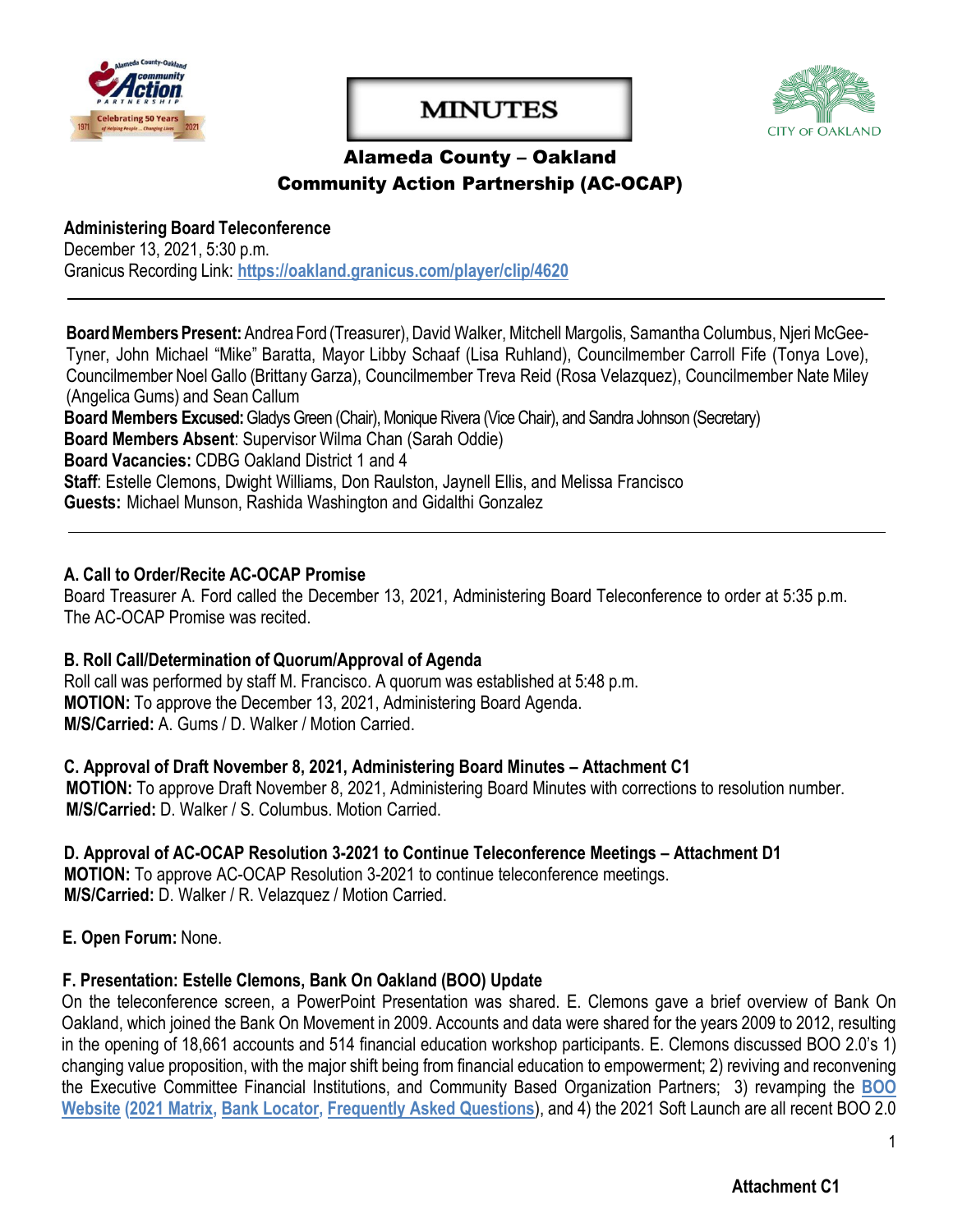# MINUTES

## Alameda County – Oakland Community Action Partnership (AC-OCAP)

**Administering Board Teleconference**
December 13, 2021, 5:30 p.m.
Granicus Recording Link: **https://oakland.granicus.com/player/clip/4620**

---

**Board Members Present:** Andrea Ford (Treasurer), David Walker, Mitchell Margolis, Samantha Columbus, Njeri McGee-Tyner, John Michael "Mike" Baratta, Mayor Libby Schaaf (Lisa Ruhland), Councilmember Carroll Fife (Tonya Love), Councilmember Noel Gallo (Brittany Garza), Councilmember Treva Reid (Rosa Velazquez), Councilmember Nate Miley (Angelica Gums) and Sean Callum
**Board Members Excused:** Gladys Green (Chair), Monique Rivera (Vice Chair), and Sandra Johnson (Secretary)
**Board Members Absent**: Supervisor Wilma Chan (Sarah Oddie)
**Board Vacancies:** CDBG Oakland District 1 and 4
**Staff**: Estelle Clemons, Dwight Williams, Don Raulston, Jaynell Ellis, and Melissa Francisco
**Guests:** Michael Munson, Rashida Washington and Gidalthi Gonzalez

---

**A. Call to Order/Recite AC-OCAP Promise**
Board Treasurer A. Ford called the December 13, 2021, Administering Board Teleconference to order at 5:35 p.m. The AC-OCAP Promise was recited.

**B. Roll Call/Determination of Quorum/Approval of Agenda**
Roll call was performed by staff M. Francisco. A quorum was established at 5:48 p.m.
**MOTION:** To approve the December 13, 2021, Administering Board Agenda.
**M/S/Carried:** A. Gums / D. Walker / Motion Carried.

**C. Approval of Draft November 8, 2021, Administering Board Minutes – Attachment C1**
**MOTION:** To approve Draft November 8, 2021, Administering Board Minutes with corrections to resolution number.
**M/S/Carried:** D. Walker / S. Columbus. Motion Carried.

**D. Approval of AC-OCAP Resolution 3-2021 to Continue Teleconference Meetings – Attachment D1**
**MOTION:** To approve AC-OCAP Resolution 3-2021 to continue teleconference meetings.
**M/S/Carried:** D. Walker / R. Velazquez / Motion Carried.

**E. Open Forum:** None.

**F. Presentation: Estelle Clemons, Bank On Oakland (BOO) Update**
On the teleconference screen, a PowerPoint Presentation was shared. E. Clemons gave a brief overview of Bank On Oakland, which joined the Bank On Movement in 2009. Accounts and data were shared for the years 2009 to 2012, resulting in the opening of 18,661 accounts and 514 financial education workshop participants. E. Clemons discussed BOO 2.0's 1) changing value proposition, with the major shift being from financial education to empowerment; 2) reviving and reconvening the Executive Committee Financial Institutions, and Community Based Organization Partners; 3) revamping the **BOO Website** (**2021 Matrix**, **Bank Locator**, **Frequently Asked Questions**), and 4) the 2021 Soft Launch are all recent BOO 2.0

**Attachment C1**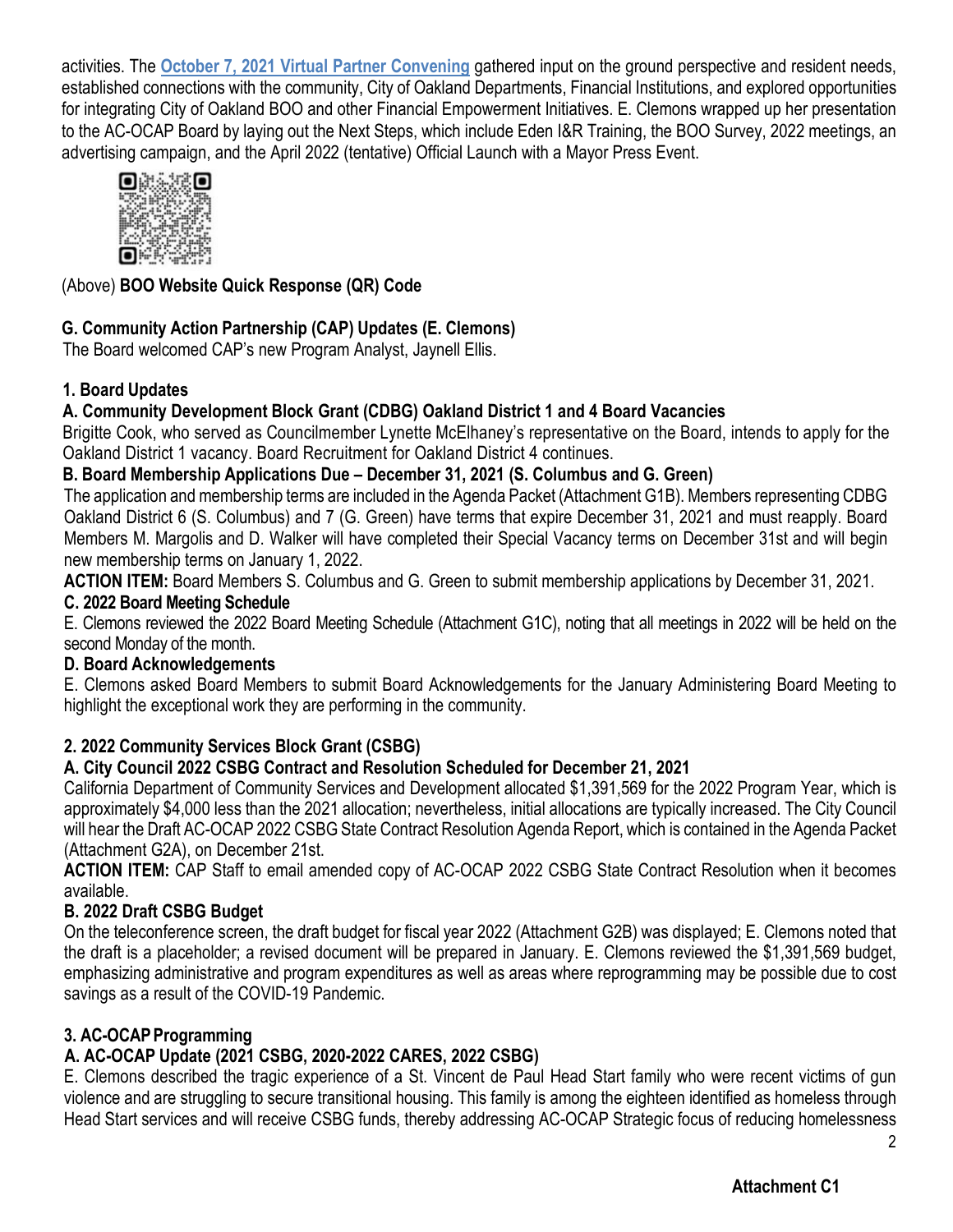activities. The **October 7, 2021 Virtual Partner Convening** gathered input on the ground perspective and resident needs, established connections with the community, City of Oakland Departments, Financial Institutions, and explored opportunities for integrating City of Oakland BOO and other Financial Empowerment Initiatives. E. Clemons wrapped up her presentation to the AC-OCAP Board by laying out the Next Steps, which include Eden I&R Training, the BOO Survey, 2022 meetings, an advertising campaign, and the April 2022 (tentative) Official Launch with a Mayor Press Event.

(Above) **BOO Website Quick Response (QR) Code**

### G. Community Action Partnership (CAP) Updates (E. Clemons)

The Board welcomed CAP's new Program Analyst, Jaynell Ellis.

#### 1. Board Updates

**A. Community Development Block Grant (CDBG) Oakland District 1 and 4 Board Vacancies**

Brigitte Cook, who served as Councilmember Lynette McElhaney's representative on the Board, intends to apply for the Oakland District 1 vacancy. Board Recruitment for Oakland District 4 continues.

**B. Board Membership Applications Due – December 31, 2021 (S. Columbus and G. Green)**

The application and membership terms are included in the Agenda Packet (Attachment G1B). Members representing CDBG Oakland District 6 (S. Columbus) and 7 (G. Green) have terms that expire December 31, 2021 and must reapply. Board Members M. Margolis and D. Walker will have completed their Special Vacancy terms on December 31st and will begin new membership terms on January 1, 2022.

**ACTION ITEM:** Board Members S. Columbus and G. Green to submit membership applications by December 31, 2021.

**C. 2022 Board Meeting Schedule**

E. Clemons reviewed the 2022 Board Meeting Schedule (Attachment G1C), noting that all meetings in 2022 will be held on the second Monday of the month.

**D. Board Acknowledgements**

E. Clemons asked Board Members to submit Board Acknowledgements for the January Administering Board Meeting to highlight the exceptional work they are performing in the community.

#### 2. 2022 Community Services Block Grant (CSBG)

**A. City Council 2022 CSBG Contract and Resolution Scheduled for December 21, 2021**

California Department of Community Services and Development allocated $1,391,569 for the 2022 Program Year, which is approximately $4,000 less than the 2021 allocation; nevertheless, initial allocations are typically increased. The City Council will hear the Draft AC-OCAP 2022 CSBG State Contract Resolution Agenda Report, which is contained in the Agenda Packet (Attachment G2A), on December 21st.

**ACTION ITEM:** CAP Staff to email amended copy of AC-OCAP 2022 CSBG State Contract Resolution when it becomes available.

**B. 2022 Draft CSBG Budget**

On the teleconference screen, the draft budget for fiscal year 2022 (Attachment G2B) was displayed; E. Clemons noted that the draft is a placeholder; a revised document will be prepared in January. E. Clemons reviewed the $1,391,569 budget, emphasizing administrative and program expenditures as well as areas where reprogramming may be possible due to cost savings as a result of the COVID-19 Pandemic.

#### 3. AC-OCAP Programming

**A. AC-OCAP Update (2021 CSBG, 2020-2022 CARES, 2022 CSBG)**

E. Clemons described the tragic experience of a St. Vincent de Paul Head Start family who were recent victims of gun violence and are struggling to secure transitional housing. This family is among the eighteen identified as homeless through Head Start services and will receive CSBG funds, thereby addressing AC-OCAP Strategic focus of reducing homelessness

**Attachment C1**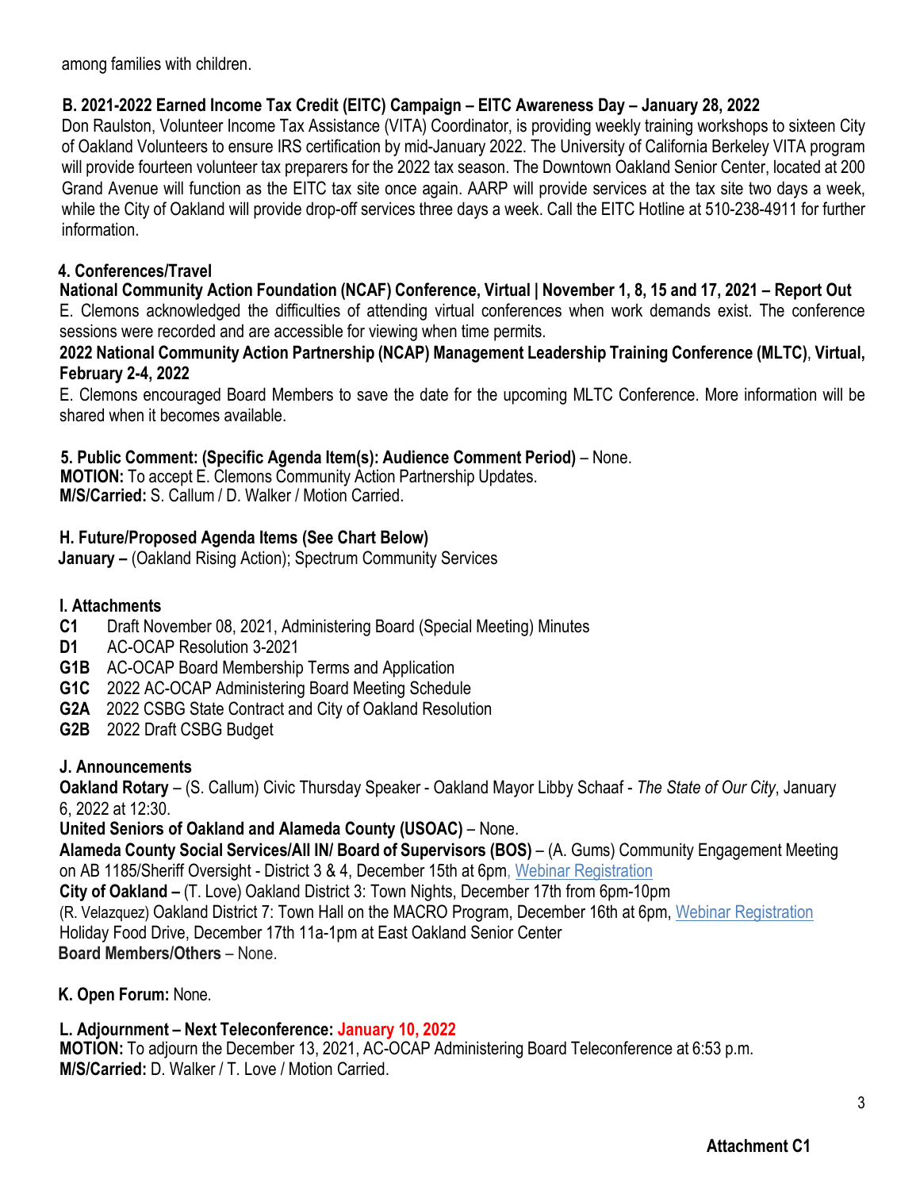among families with children.

**B. 2021-2022 Earned Income Tax Credit (EITC) Campaign – EITC Awareness Day – January 28, 2022**

Don Raulston, Volunteer Income Tax Assistance (VITA) Coordinator, is providing weekly training workshops to sixteen City of Oakland Volunteers to ensure IRS certification by mid-January 2022. The University of California Berkeley VITA program will provide fourteen volunteer tax preparers for the 2022 tax season. The Downtown Oakland Senior Center, located at 200 Grand Avenue will function as the EITC tax site once again. AARP will provide services at the tax site two days a week, while the City of Oakland will provide drop-off services three days a week. Call the EITC Hotline at 510-238-4911 for further information.

**4. Conferences/Travel**

**National Community Action Foundation (NCAF) Conference, Virtual | November 1, 8, 15 and 17, 2021 – Report Out**

E. Clemons acknowledged the difficulties of attending virtual conferences when work demands exist. The conference sessions were recorded and are accessible for viewing when time permits.

**2022 National Community Action Partnership (NCAP) Management Leadership Training Conference (MLTC), Virtual, February 2-4, 2022**

E. Clemons encouraged Board Members to save the date for the upcoming MLTC Conference. More information will be shared when it becomes available.

**5. Public Comment: (Specific Agenda Item(s): Audience Comment Period)** – None.

**MOTION:** To accept E. Clemons Community Action Partnership Updates.

**M/S/Carried:** S. Callum / D. Walker / Motion Carried.

**H. Future/Proposed Agenda Items (See Chart Below)**

**January –** (Oakland Rising Action); Spectrum Community Services

**I. Attachments**

**C1** Draft November 08, 2021, Administering Board (Special Meeting) Minutes
**D1** AC-OCAP Resolution 3-2021
**G1B** AC-OCAP Board Membership Terms and Application
**G1C** 2022 AC-OCAP Administering Board Meeting Schedule
**G2A** 2022 CSBG State Contract and City of Oakland Resolution
**G2B** 2022 Draft CSBG Budget

**J. Announcements**

**Oakland Rotary** – (S. Callum) Civic Thursday Speaker - Oakland Mayor Libby Schaaf - *The State of Our City*, January 6, 2022 at 12:30.

**United Seniors of Oakland and Alameda County (USOAC)** – None.

**Alameda County Social Services/All IN/ Board of Supervisors (BOS)** – (A. Gums) Community Engagement Meeting on AB 1185/Sheriff Oversight - District 3 & 4, December 15th at 6pm, Webinar Registration

**City of Oakland –** (T. Love) Oakland District 3: Town Nights, December 17th from 6pm-10pm

(R. Velazquez) Oakland District 7: Town Hall on the MACRO Program, December 16th at 6pm, Webinar Registration

Holiday Food Drive, December 17th 11a-1pm at East Oakland Senior Center

**Board Members/Others** – None.

**K. Open Forum:** None.

**L. Adjournment – Next Teleconference: January 10, 2022**

**MOTION:** To adjourn the December 13, 2021, AC-OCAP Administering Board Teleconference at 6:53 p.m.

**M/S/Carried:** D. Walker / T. Love / Motion Carried.

**Attachment C1**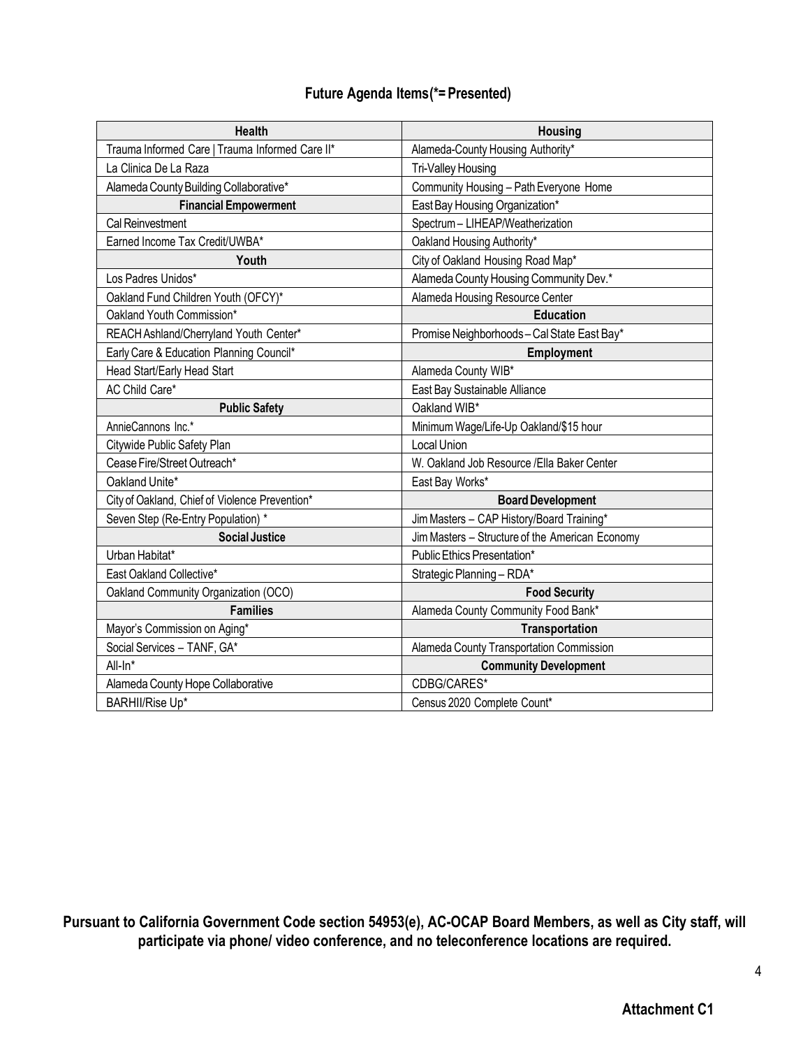## Future Agenda Items(*= Presented)

| Health | Housing |
|---|---|
| Trauma Informed Care \| Trauma Informed Care II* | Alameda-County Housing Authority* |
| La Clinica De La Raza | Tri-Valley Housing |
| Alameda County Building Collaborative* | Community Housing – Path Everyone Home |
| **Financial Empowerment** | East Bay Housing Organization* |
| Cal Reinvestment | Spectrum – LIHEAP/Weatherization |
| Earned Income Tax Credit/UWBA* | Oakland Housing Authority* |
| **Youth** | City of Oakland Housing Road Map* |
| Los Padres Unidos* | Alameda County Housing Community Dev.* |
| Oakland Fund Children Youth (OFCY)* | Alameda Housing Resource Center |
| Oakland Youth Commission* | **Education** |
| REACH Ashland/Cherryland Youth Center* | Promise Neighborhoods – Cal State East Bay* |
| Early Care & Education Planning Council* | **Employment** |
| Head Start/Early Head Start | Alameda County WIB* |
| AC Child Care* | East Bay Sustainable Alliance |
| **Public Safety** | Oakland WIB* |
| AnnieCannons Inc.* | Minimum Wage/Life-Up Oakland/$15 hour |
| Citywide Public Safety Plan | Local Union |
| Cease Fire/Street Outreach* | W. Oakland Job Resource /Ella Baker Center |
| Oakland Unite* | East Bay Works* |
| City of Oakland, Chief of Violence Prevention* | **Board Development** |
| Seven Step (Re-Entry Population) * | Jim Masters – CAP History/Board Training* |
| **Social Justice** | Jim Masters – Structure of the American Economy |
| Urban Habitat* | Public Ethics Presentation* |
| East Oakland Collective* | Strategic Planning – RDA* |
| Oakland Community Organization (OCO) | **Food Security** |
| **Families** | Alameda County Community Food Bank* |
| Mayor's Commission on Aging* | **Transportation** |
| Social Services – TANF, GA* | Alameda County Transportation Commission |
| All-In* | **Community Development** |
| Alameda County Hope Collaborative | CDBG/CARES* |
| BARHII/Rise Up* | Census 2020 Complete Count* |

**Pursuant to California Government Code section 54953(e), AC-OCAP Board Members, as well as City staff, will participate via phone/ video conference, and no teleconference locations are required.**

**Attachment C1**